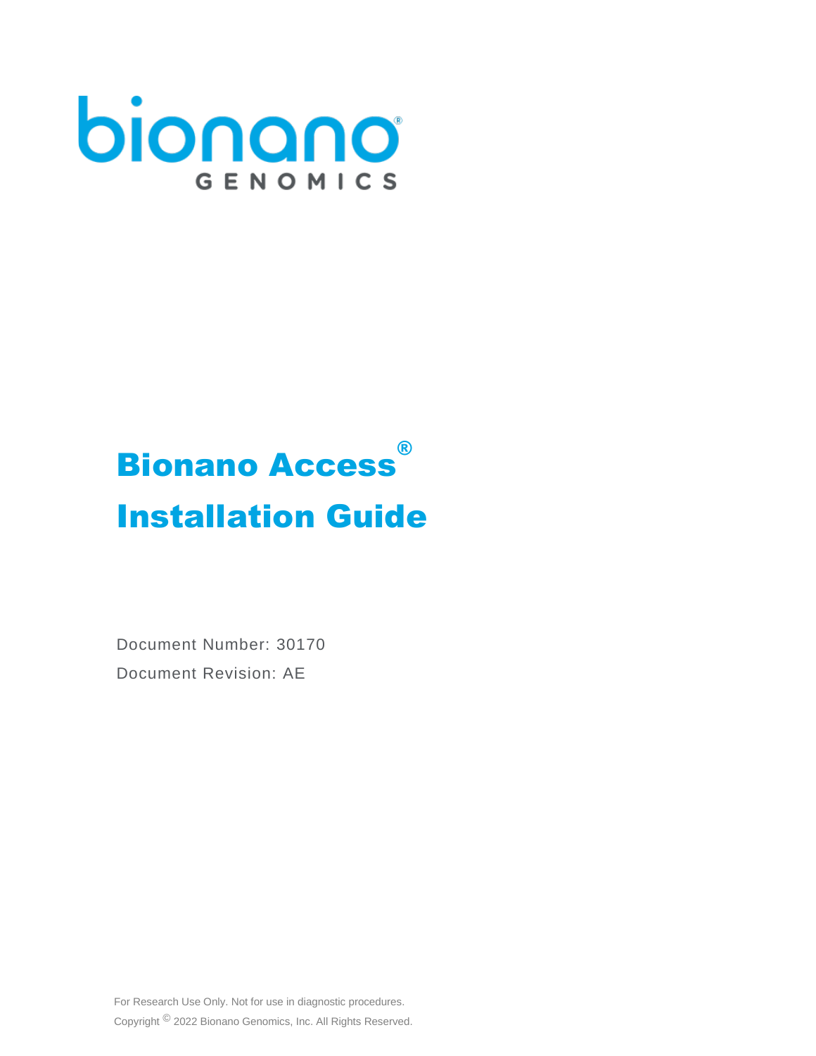bionano®

GENOMICS

# Bionano Access®

# Installation Guide

Document Number: 30170

Document Revision: AE

For Research Use Only. Not for use in diagnostic procedures.

Copyright © 2022 Bionano Genomics, Inc. All Rights Reserved.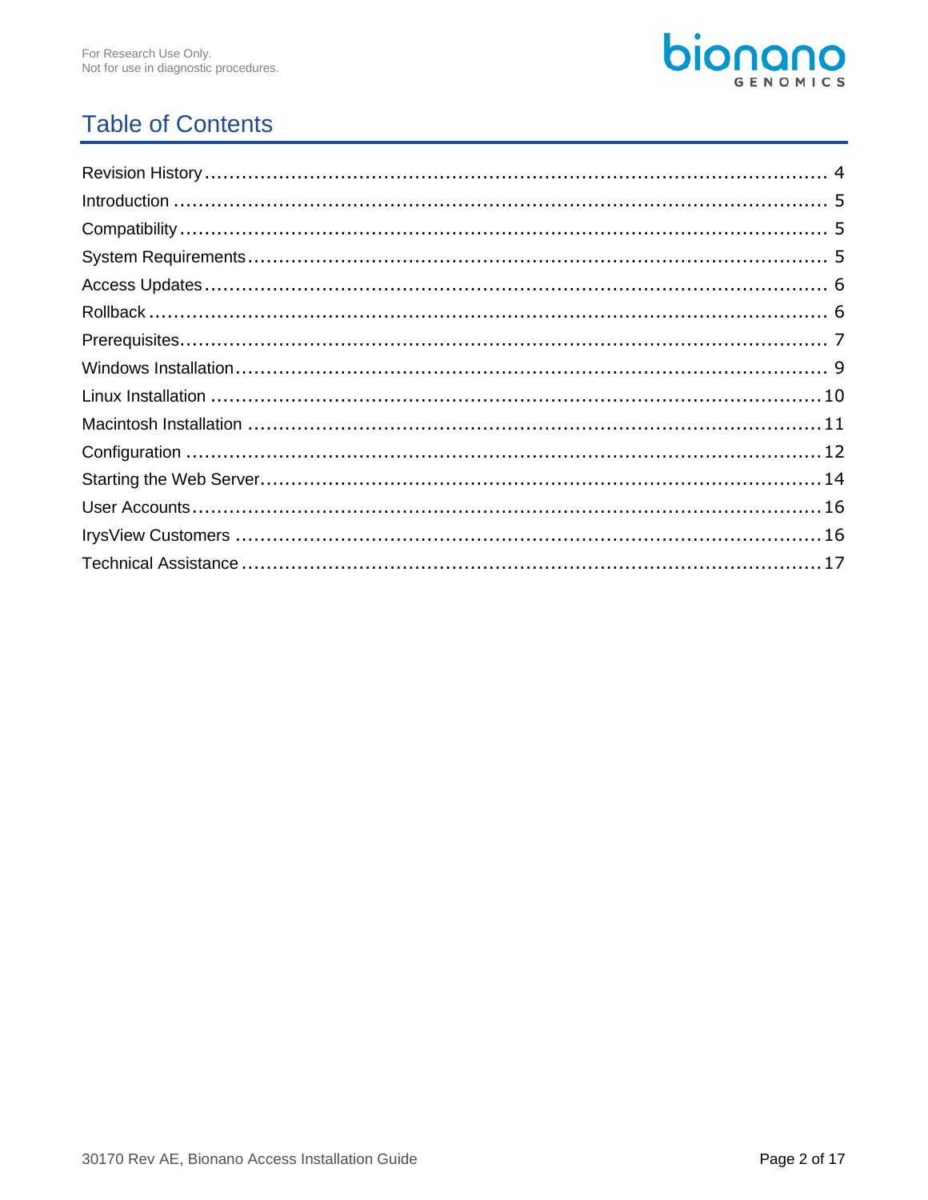# Table of Contents

Revision History .......................................................................................... 4
Introduction .................................................................................................. 5
Compatibility ................................................................................................. 5
System Requirements .................................................................................. 5
Access Updates ............................................................................................ 6
Rollback ........................................................................................................ 6
Prerequisites ................................................................................................. 7
Windows Installation ..................................................................................... 9
Linux Installation ......................................................................................... 10
Macintosh Installation ................................................................................. 11
Configuration .............................................................................................. 12
Starting the Web Server .............................................................................. 14
User Accounts ............................................................................................. 16
IrysView Customers .................................................................................... 16
Technical Assistance .................................................................................. 17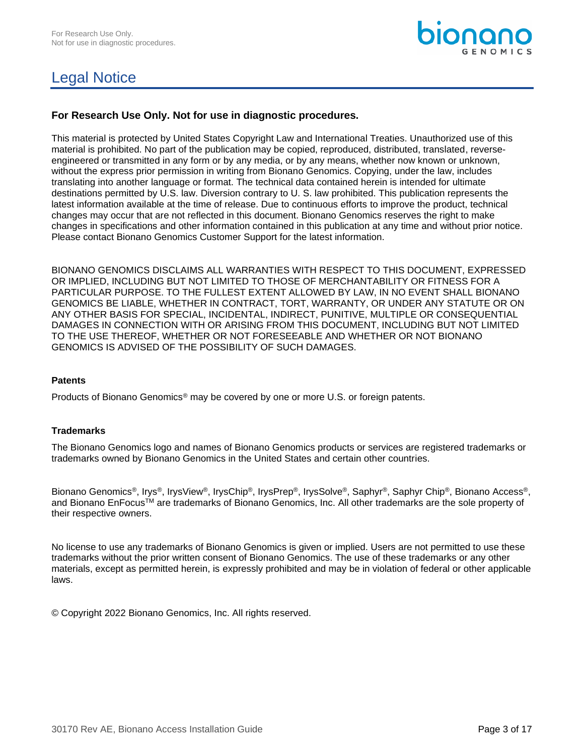# Legal Notice

**For Research Use Only. Not for use in diagnostic procedures.**

This material is protected by United States Copyright Law and International Treaties. Unauthorized use of this material is prohibited. No part of the publication may be copied, reproduced, distributed, translated, reverse-engineered or transmitted in any form or by any media, or by any means, whether now known or unknown, without the express prior permission in writing from Bionano Genomics. Copying, under the law, includes translating into another language or format. The technical data contained herein is intended for ultimate destinations permitted by U.S. law. Diversion contrary to U. S. law prohibited. This publication represents the latest information available at the time of release. Due to continuous efforts to improve the product, technical changes may occur that are not reflected in this document. Bionano Genomics reserves the right to make changes in specifications and other information contained in this publication at any time and without prior notice. Please contact Bionano Genomics Customer Support for the latest information.

BIONANO GENOMICS DISCLAIMS ALL WARRANTIES WITH RESPECT TO THIS DOCUMENT, EXPRESSED OR IMPLIED, INCLUDING BUT NOT LIMITED TO THOSE OF MERCHANTABILITY OR FITNESS FOR A PARTICULAR PURPOSE. TO THE FULLEST EXTENT ALLOWED BY LAW, IN NO EVENT SHALL BIONANO GENOMICS BE LIABLE, WHETHER IN CONTRACT, TORT, WARRANTY, OR UNDER ANY STATUTE OR ON ANY OTHER BASIS FOR SPECIAL, INCIDENTAL, INDIRECT, PUNITIVE, MULTIPLE OR CONSEQUENTIAL DAMAGES IN CONNECTION WITH OR ARISING FROM THIS DOCUMENT, INCLUDING BUT NOT LIMITED TO THE USE THEREOF, WHETHER OR NOT FORESEEABLE AND WHETHER OR NOT BIONANO GENOMICS IS ADVISED OF THE POSSIBILITY OF SUCH DAMAGES.

### Patents

Products of Bionano Genomics® may be covered by one or more U.S. or foreign patents.

### Trademarks

The Bionano Genomics logo and names of Bionano Genomics products or services are registered trademarks or trademarks owned by Bionano Genomics in the United States and certain other countries.

Bionano Genomics®, Irys®, IrysView®, IrysChip®, IrysPrep®, IrysSolve®, Saphyr®, Saphyr Chip®, Bionano Access®, and Bionano EnFocus™ are trademarks of Bionano Genomics, Inc. All other trademarks are the sole property of their respective owners.

No license to use any trademarks of Bionano Genomics is given or implied. Users are not permitted to use these trademarks without the prior written consent of Bionano Genomics. The use of these trademarks or any other materials, except as permitted herein, is expressly prohibited and may be in violation of federal or other applicable laws.

© Copyright 2022 Bionano Genomics, Inc. All rights reserved.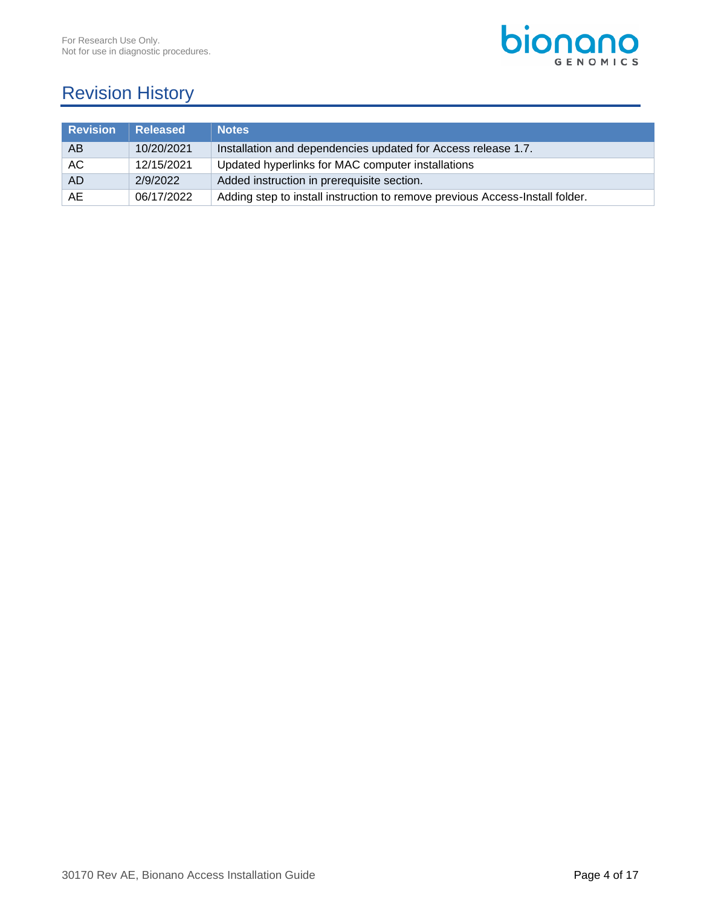# Revision History

| Revision | Released | Notes |
| --- | --- | --- |
| AB | 10/20/2021 | Installation and dependencies updated for Access release 1.7. |
| AC | 12/15/2021 | Updated hyperlinks for MAC computer installations |
| AD | 2/9/2022 | Added instruction in prerequisite section. |
| AE | 06/17/2022 | Adding step to install instruction to remove previous Access-Install folder. |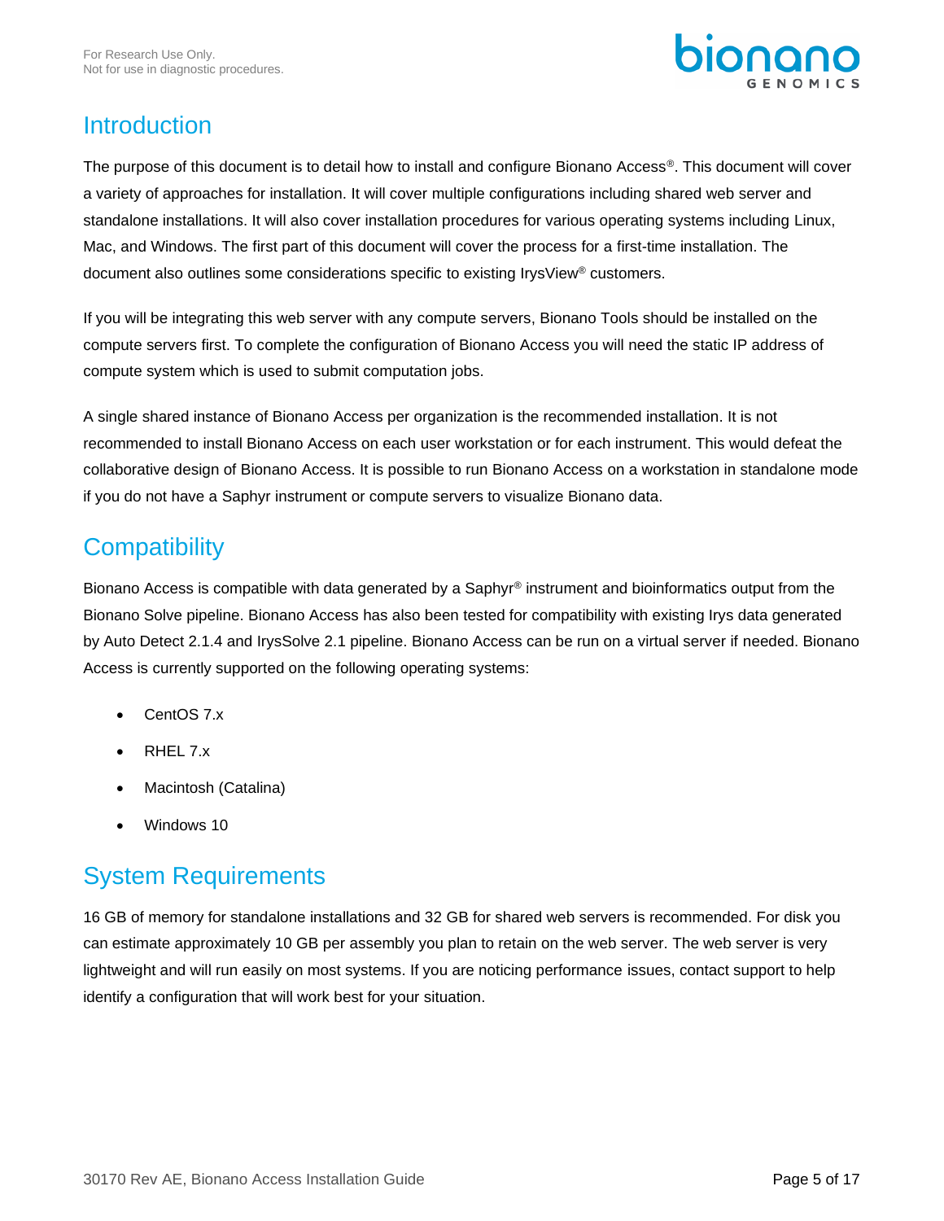# Introduction

The purpose of this document is to detail how to install and configure Bionano Access®. This document will cover a variety of approaches for installation. It will cover multiple configurations including shared web server and standalone installations. It will also cover installation procedures for various operating systems including Linux, Mac, and Windows. The first part of this document will cover the process for a first-time installation. The document also outlines some considerations specific to existing IrysView® customers.

If you will be integrating this web server with any compute servers, Bionano Tools should be installed on the compute servers first. To complete the configuration of Bionano Access you will need the static IP address of compute system which is used to submit computation jobs.

A single shared instance of Bionano Access per organization is the recommended installation. It is not recommended to install Bionano Access on each user workstation or for each instrument. This would defeat the collaborative design of Bionano Access. It is possible to run Bionano Access on a workstation in standalone mode if you do not have a Saphyr instrument or compute servers to visualize Bionano data.

# Compatibility

Bionano Access is compatible with data generated by a Saphyr® instrument and bioinformatics output from the Bionano Solve pipeline. Bionano Access has also been tested for compatibility with existing Irys data generated by Auto Detect 2.1.4 and IrysSolve 2.1 pipeline. Bionano Access can be run on a virtual server if needed. Bionano Access is currently supported on the following operating systems:

- CentOS 7.x
- RHEL 7.x
- Macintosh (Catalina)
- Windows 10

# System Requirements

16 GB of memory for standalone installations and 32 GB for shared web servers is recommended. For disk you can estimate approximately 10 GB per assembly you plan to retain on the web server. The web server is very lightweight and will run easily on most systems. If you are noticing performance issues, contact support to help identify a configuration that will work best for your situation.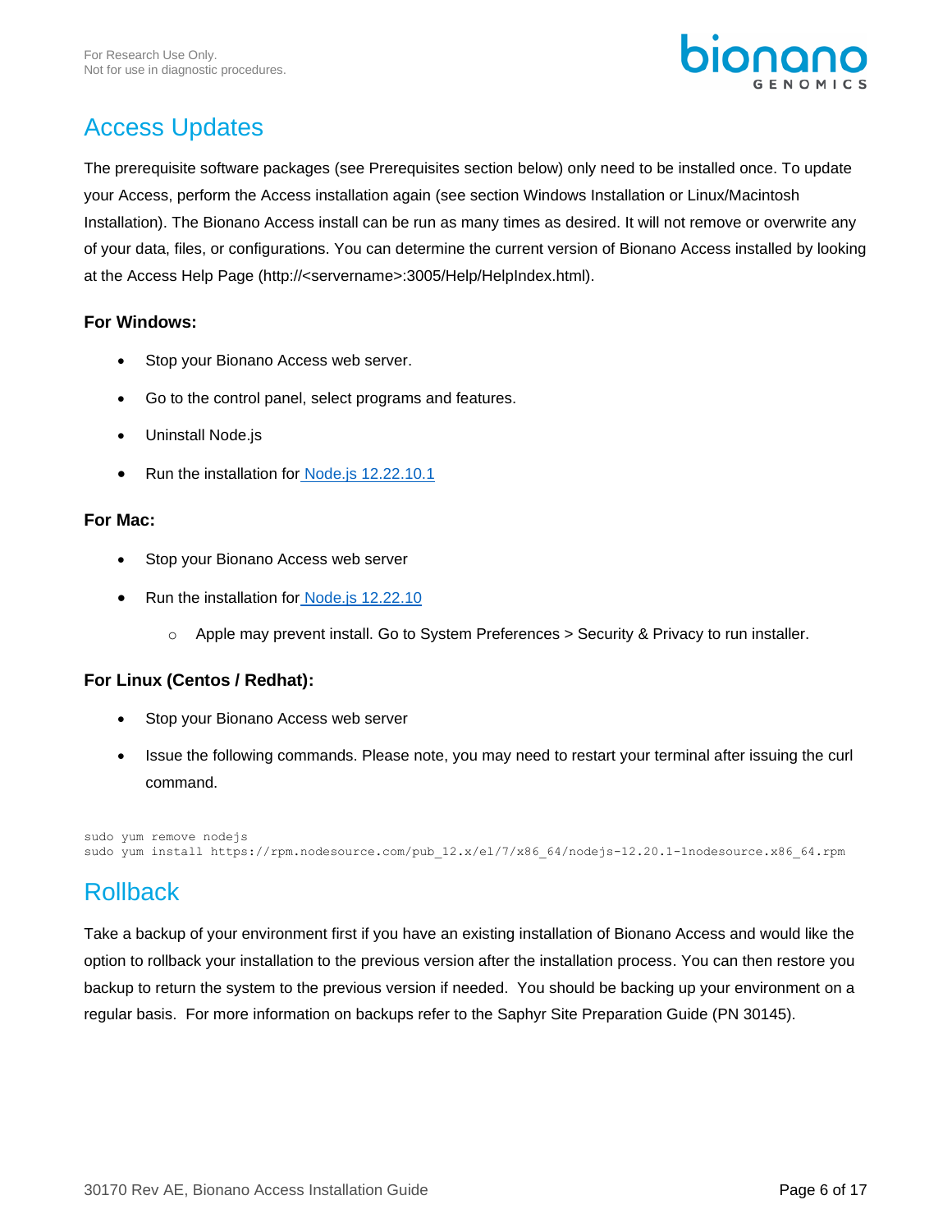## Access Updates

The prerequisite software packages (see Prerequisites section below) only need to be installed once. To update your Access, perform the Access installation again (see section Windows Installation or Linux/Macintosh Installation). The Bionano Access install can be run as many times as desired. It will not remove or overwrite any of your data, files, or configurations. You can determine the current version of Bionano Access installed by looking at the Access Help Page (http://<servername>:3005/Help/HelpIndex.html).

**For Windows:**

- Stop your Bionano Access web server.
- Go to the control panel, select programs and features.
- Uninstall Node.js
- Run the installation for Node.js 12.22.10.1

**For Mac:**

- Stop your Bionano Access web server
- Run the installation for Node.js 12.22.10
    - Apple may prevent install. Go to System Preferences > Security & Privacy to run installer.

**For Linux (Centos / Redhat):**

- Stop your Bionano Access web server
- Issue the following commands. Please note, you may need to restart your terminal after issuing the curl command.

```
sudo yum remove nodejs
sudo yum install https://rpm.nodesource.com/pub_12.x/el/7/x86_64/nodejs-12.20.1-1nodesource.x86_64.rpm
```

## Rollback

Take a backup of your environment first if you have an existing installation of Bionano Access and would like the option to rollback your installation to the previous version after the installation process. You can then restore you backup to return the system to the previous version if needed. You should be backing up your environment on a regular basis. For more information on backups refer to the Saphyr Site Preparation Guide (PN 30145).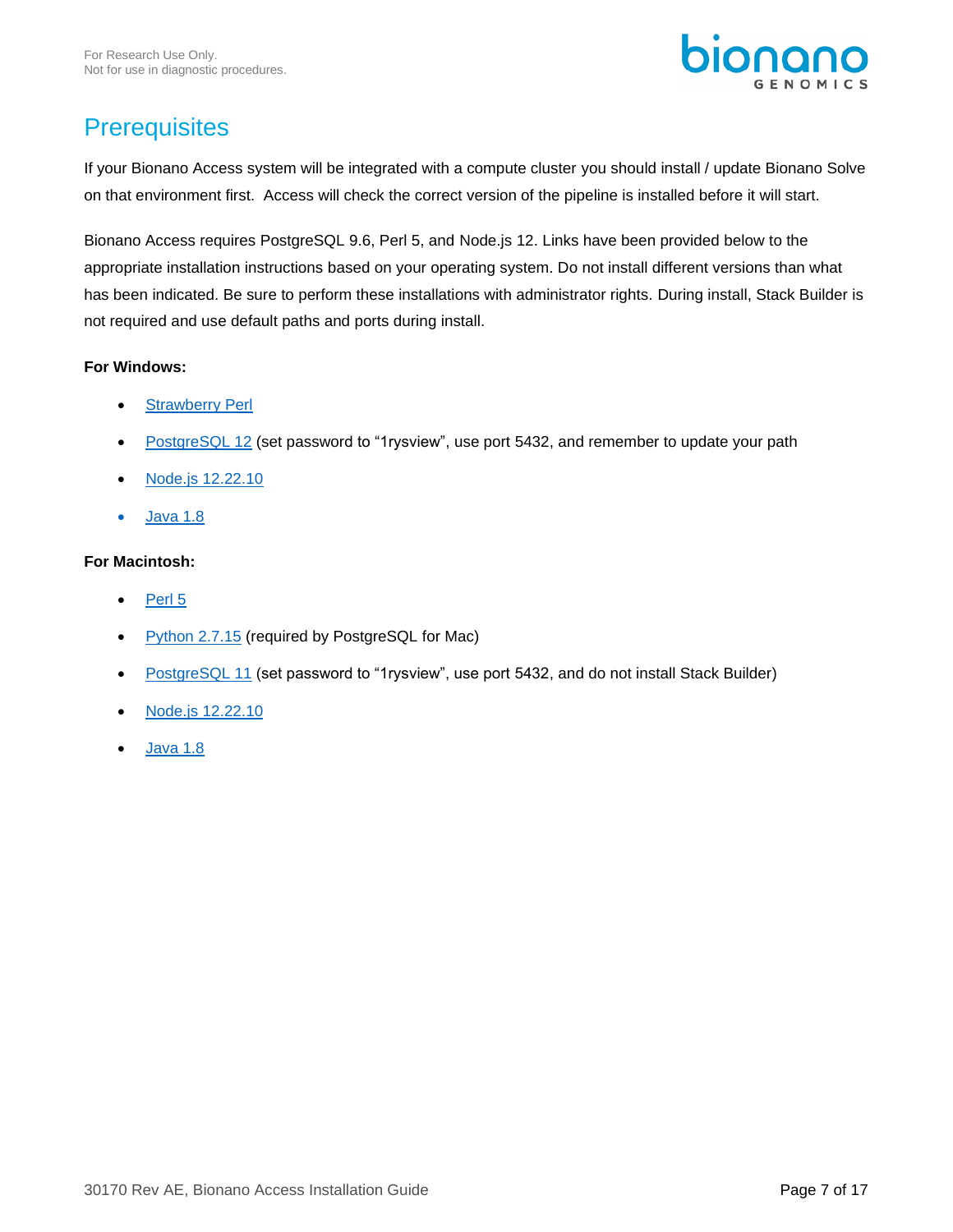# Prerequisites

If your Bionano Access system will be integrated with a compute cluster you should install / update Bionano Solve on that environment first. Access will check the correct version of the pipeline is installed before it will start.

Bionano Access requires PostgreSQL 9.6, Perl 5, and Node.js 12. Links have been provided below to the appropriate installation instructions based on your operating system. Do not install different versions than what has been indicated. Be sure to perform these installations with administrator rights. During install, Stack Builder is not required and use default paths and ports during install.

**For Windows:**

- Strawberry Perl
- PostgreSQL 12 (set password to "1rysview", use port 5432, and remember to update your path
- Node.js 12.22.10
- Java 1.8

**For Macintosh:**

- Perl 5
- Python 2.7.15 (required by PostgreSQL for Mac)
- PostgreSQL 11 (set password to "1rysview", use port 5432, and do not install Stack Builder)
- Node.js 12.22.10
- Java 1.8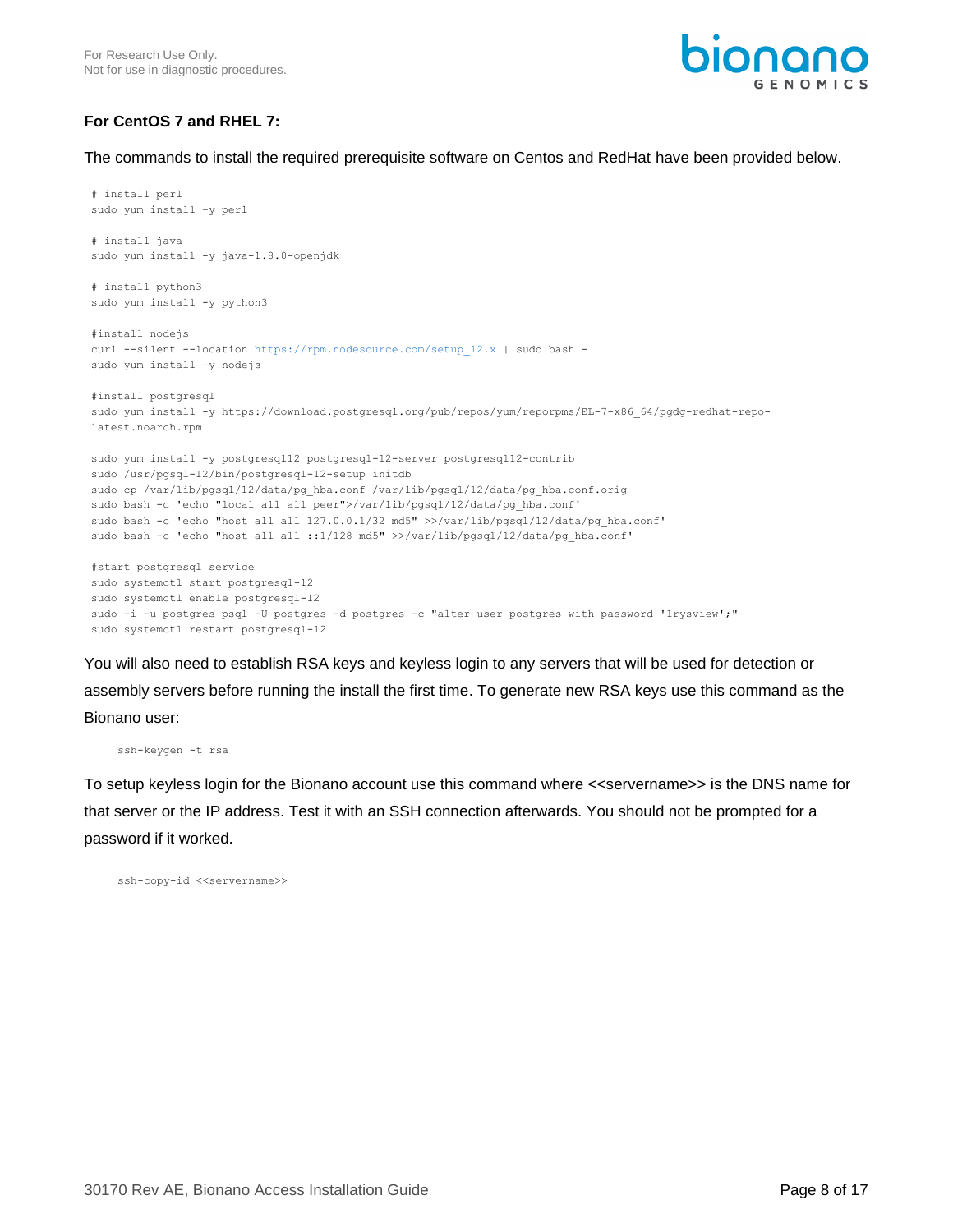**For CentOS 7 and RHEL 7:**

The commands to install the required prerequisite software on Centos and RedHat have been provided below.

```
# install perl
sudo yum install -y perl

# install java
sudo yum install -y java-1.8.0-openjdk

# install python3
sudo yum install -y python3

#install nodejs
curl --silent --location https://rpm.nodesource.com/setup_12.x | sudo bash -
sudo yum install -y nodejs

#install postgresql
sudo yum install -y https://download.postgresql.org/pub/repos/yum/reporpms/EL-7-x86_64/pgdg-redhat-repo-
latest.noarch.rpm

sudo yum install -y postgresql12 postgresql-12-server postgresql12-contrib
sudo /usr/pgsql-12/bin/postgresql-12-setup initdb
sudo cp /var/lib/pgsql/12/data/pg_hba.conf /var/lib/pgsql/12/data/pg_hba.conf.orig
sudo bash -c 'echo "local all all peer">/var/lib/pgsql/12/data/pg_hba.conf'
sudo bash -c 'echo "host all all 127.0.0.1/32 md5" >>/var/lib/pgsql/12/data/pg_hba.conf'
sudo bash -c 'echo "host all all ::1/128 md5" >>/var/lib/pgsql/12/data/pg_hba.conf'

#start postgresql service
sudo systemctl start postgresql-12
sudo systemctl enable postgresql-12
sudo -i -u postgres psql -U postgres -d postgres -c "alter user postgres with password 'lrysview';"
sudo systemctl restart postgresql-12
```

You will also need to establish RSA keys and keyless login to any servers that will be used for detection or assembly servers before running the install the first time. To generate new RSA keys use this command as the Bionano user:

```
ssh-keygen -t rsa
```

To setup keyless login for the Bionano account use this command where <<servername>> is the DNS name for that server or the IP address. Test it with an SSH connection afterwards. You should not be prompted for a password if it worked.

```
ssh-copy-id <<servername>>
```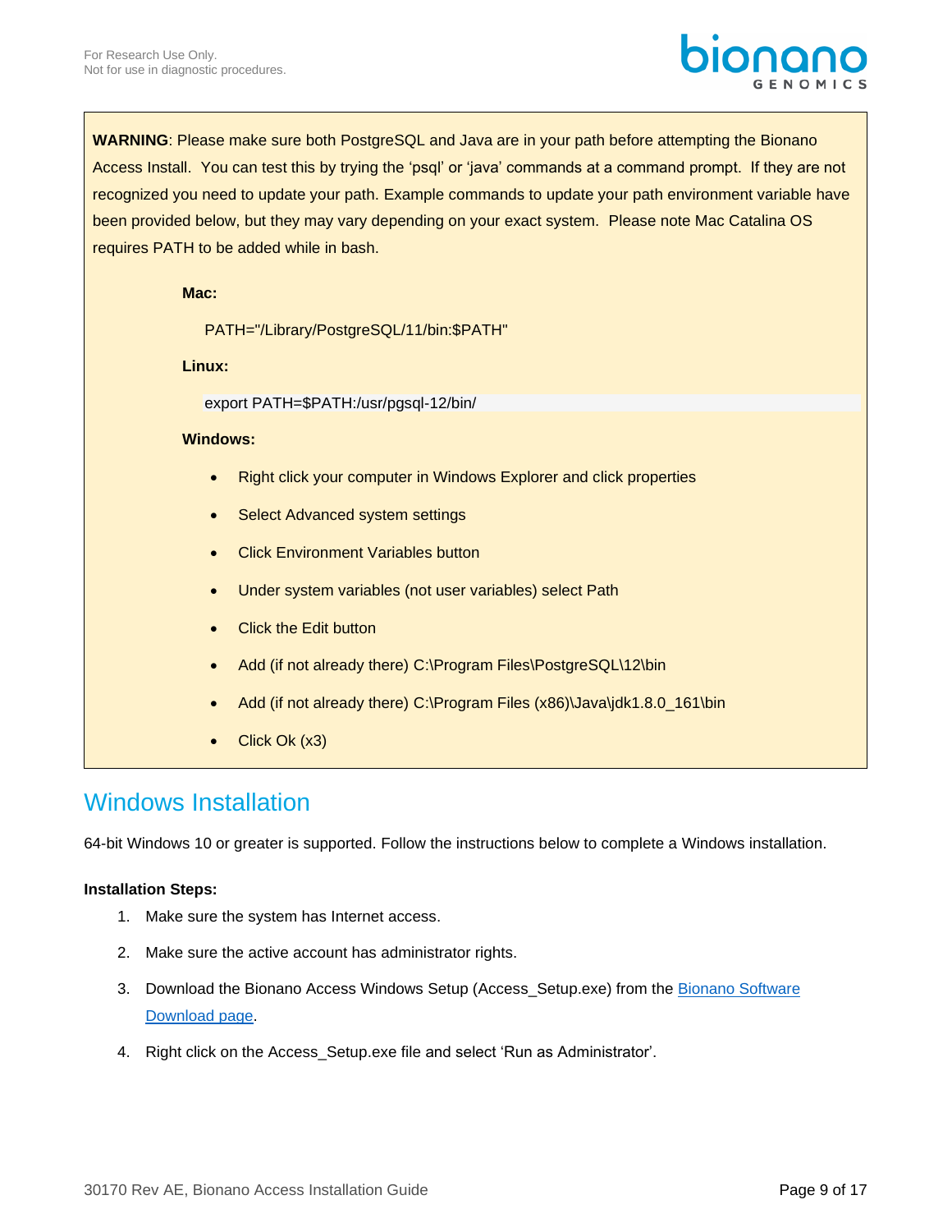**WARNING**: Please make sure both PostgreSQL and Java are in your path before attempting the Bionano Access Install. You can test this by trying the 'psql' or 'java' commands at a command prompt. If they are not recognized you need to update your path. Example commands to update your path environment variable have been provided below, but they may vary depending on your exact system. Please note Mac Catalina OS requires PATH to be added while in bash.

**Mac:**

```
PATH="/Library/PostgreSQL/11/bin:$PATH"
```

**Linux:**

```
export PATH=$PATH:/usr/pgsql-12/bin/
```

**Windows:**

- Right click your computer in Windows Explorer and click properties
- Select Advanced system settings
- Click Environment Variables button
- Under system variables (not user variables) select Path
- Click the Edit button
- Add (if not already there) C:\Program Files\PostgreSQL\12\bin
- Add (if not already there) C:\Program Files (x86)\Java\jdk1.8.0_161\bin
- Click Ok (x3)

## Windows Installation

64-bit Windows 10 or greater is supported. Follow the instructions below to complete a Windows installation.

**Installation Steps:**

1. Make sure the system has Internet access.
2. Make sure the active account has administrator rights.
3. Download the Bionano Access Windows Setup (Access_Setup.exe) from the Bionano Software Download page.
4. Right click on the Access_Setup.exe file and select 'Run as Administrator'.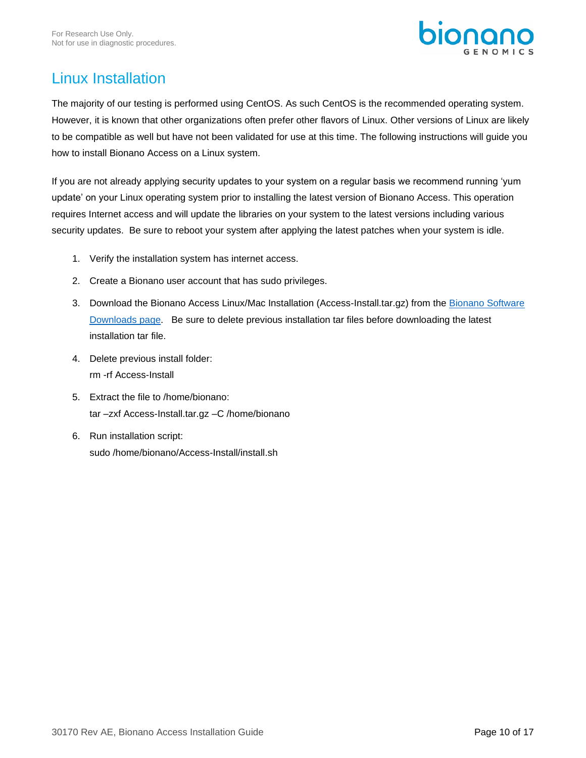# Linux Installation

The majority of our testing is performed using CentOS. As such CentOS is the recommended operating system. However, it is known that other organizations often prefer other flavors of Linux. Other versions of Linux are likely to be compatible as well but have not been validated for use at this time. The following instructions will guide you how to install Bionano Access on a Linux system.

If you are not already applying security updates to your system on a regular basis we recommend running 'yum update' on your Linux operating system prior to installing the latest version of Bionano Access. This operation requires Internet access and will update the libraries on your system to the latest versions including various security updates. Be sure to reboot your system after applying the latest patches when your system is idle.

1. Verify the installation system has internet access.
2. Create a Bionano user account that has sudo privileges.
3. Download the Bionano Access Linux/Mac Installation (Access-Install.tar.gz) from the Bionano Software Downloads page. Be sure to delete previous installation tar files before downloading the latest installation tar file.
4. Delete previous install folder:
   rm -rf Access-Install
5. Extract the file to /home/bionano:
   tar –zxf Access-Install.tar.gz –C /home/bionano
6. Run installation script:
   sudo /home/bionano/Access-Install/install.sh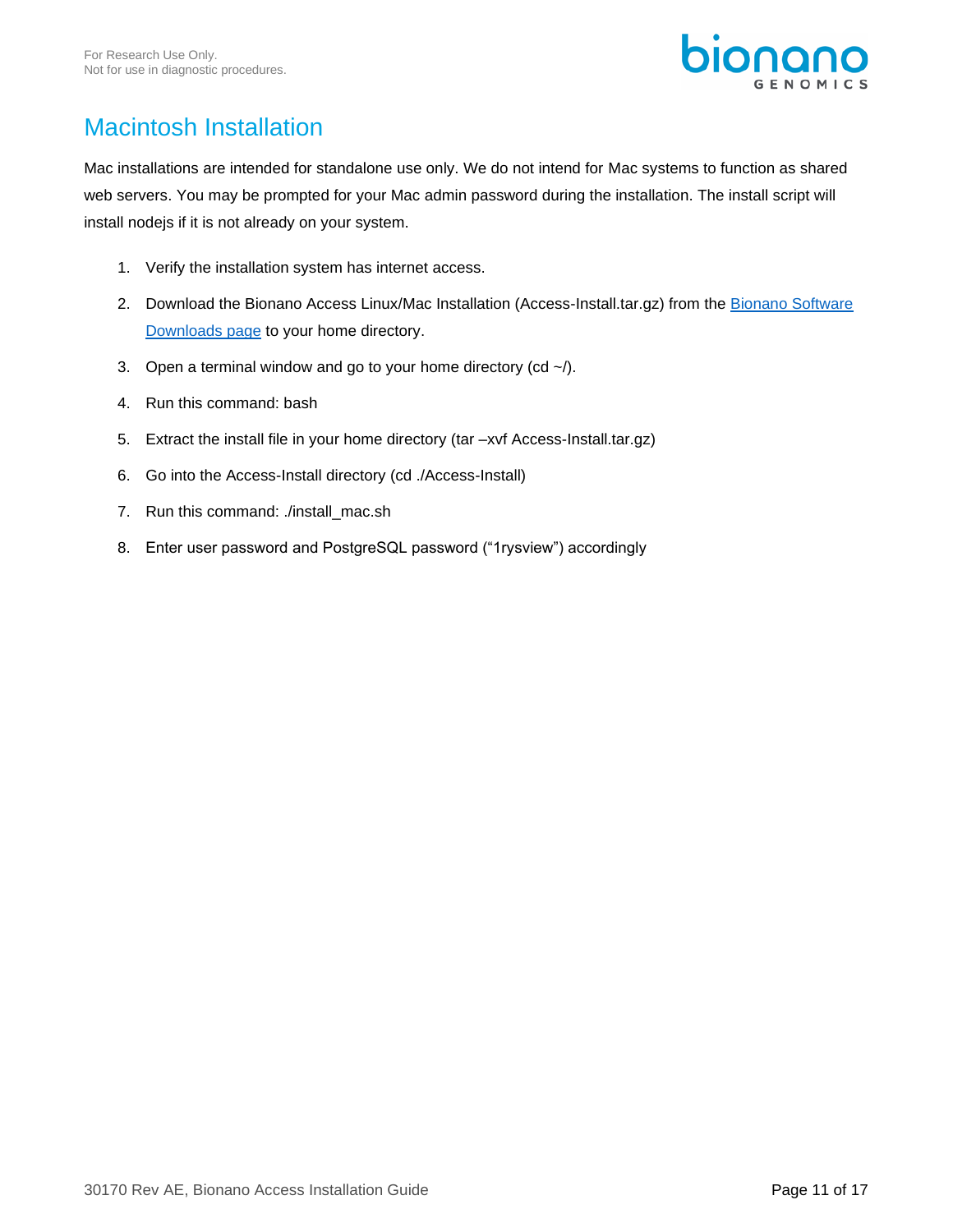# Macintosh Installation

Mac installations are intended for standalone use only. We do not intend for Mac systems to function as shared web servers. You may be prompted for your Mac admin password during the installation. The install script will install nodejs if it is not already on your system.

1. Verify the installation system has internet access.
2. Download the Bionano Access Linux/Mac Installation (Access-Install.tar.gz) from the [Bionano Software Downloads page]() to your home directory.
3. Open a terminal window and go to your home directory (cd ~/).
4. Run this command: bash
5. Extract the install file in your home directory (tar –xvf Access-Install.tar.gz)
6. Go into the Access-Install directory (cd ./Access-Install)
7. Run this command: ./install_mac.sh
8. Enter user password and PostgreSQL password ("1rysview") accordingly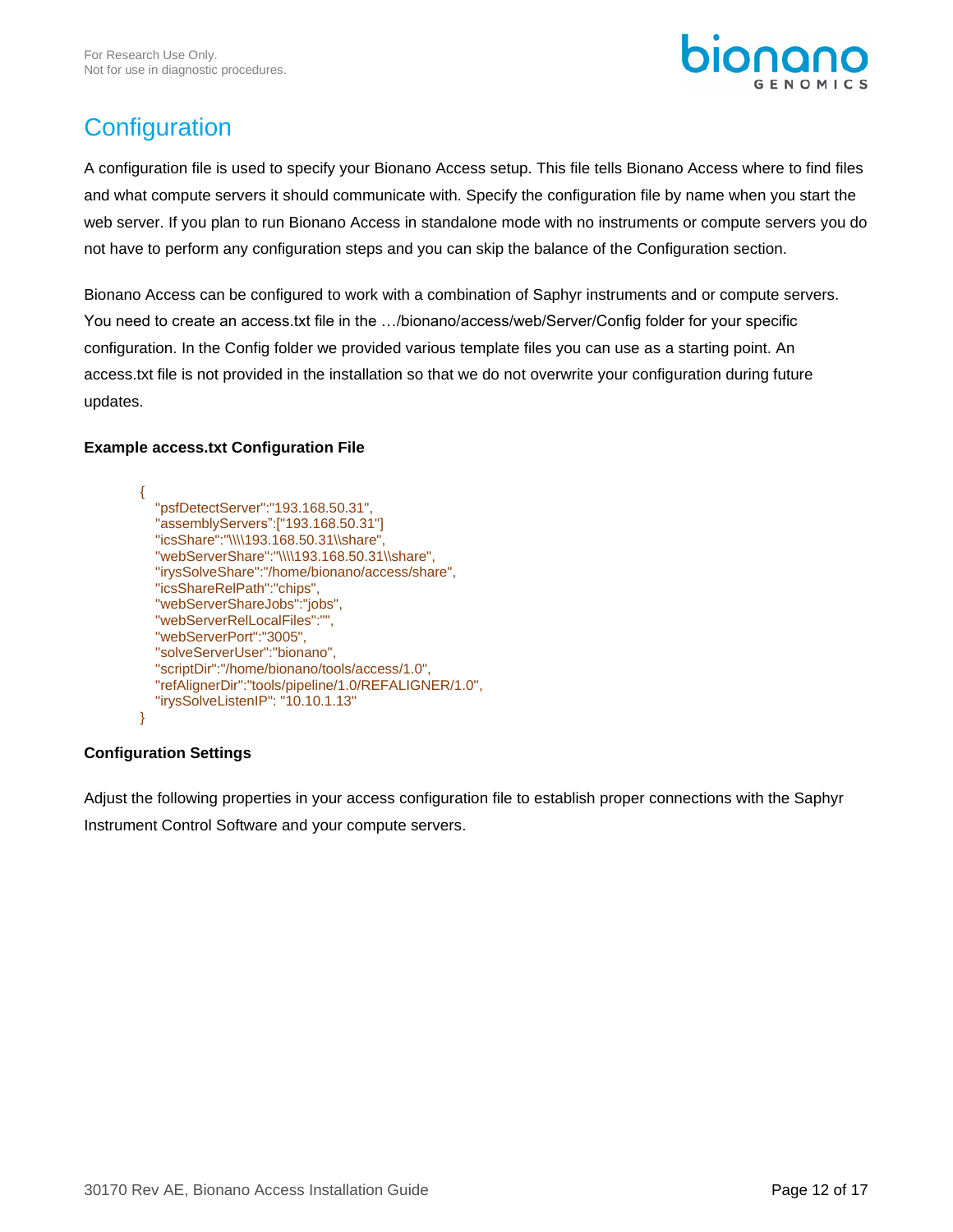# Configuration

A configuration file is used to specify your Bionano Access setup. This file tells Bionano Access where to find files and what compute servers it should communicate with. Specify the configuration file by name when you start the web server. If you plan to run Bionano Access in standalone mode with no instruments or compute servers you do not have to perform any configuration steps and you can skip the balance of the Configuration section.

Bionano Access can be configured to work with a combination of Saphyr instruments and or compute servers. You need to create an access.txt file in the …/bionano/access/web/Server/Config folder for your specific configuration. In the Config folder we provided various template files you can use as a starting point. An access.txt file is not provided in the installation so that we do not overwrite your configuration during future updates.

**Example access.txt Configuration File**

```
{
   "psfDetectServer":"193.168.50.31",
   "assemblyServers":["193.168.50.31"]
   "icsShare":"\\\\193.168.50.31\\share",
   "webServerShare":"\\\\193.168.50.31\\share",
   "irysSolveShare":"/home/bionano/access/share",
   "icsShareRelPath":"chips",
   "webServerShareJobs":"jobs",
   "webServerRelLocalFiles":"",
   "webServerPort":"3005",
   "solveServerUser":"bionano",
   "scriptDir":"/home/bionano/tools/access/1.0",
   "refAlignerDir":"tools/pipeline/1.0/REFALIGNER/1.0",
   "irysSolveListenIP": "10.10.1.13"
}
```

**Configuration Settings**

Adjust the following properties in your access configuration file to establish proper connections with the Saphyr Instrument Control Software and your compute servers.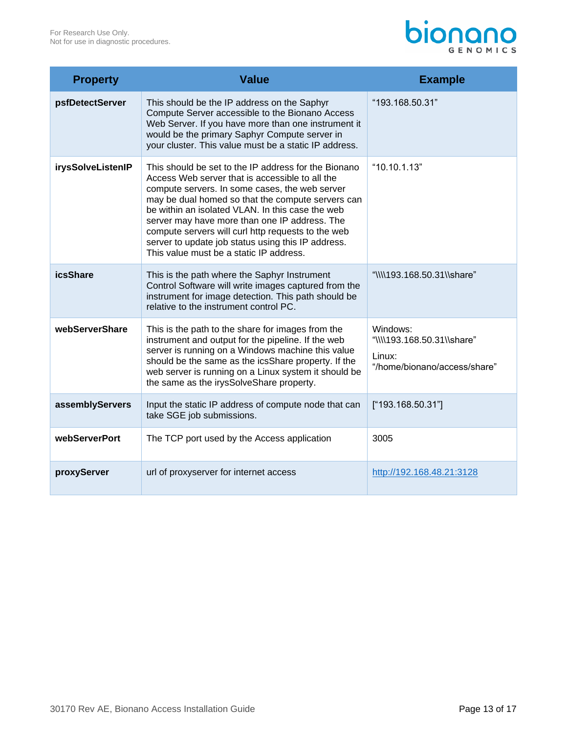| Property | Value | Example |
|---|---|---|
| **psfDetectServer** | This should be the IP address on the Saphyr Compute Server accessible to the Bionano Access Web Server. If you have more than one instrument it would be the primary Saphyr Compute server in your cluster. This value must be a static IP address. | "193.168.50.31" |
| **irysSolveListenIP** | This should be set to the IP address for the Bionano Access Web server that is accessible to all the compute servers. In some cases, the web server may be dual homed so that the compute servers can be within an isolated VLAN. In this case the web server may have more than one IP address. The compute servers will curl http requests to the web server to update job status using this IP address. This value must be a static IP address. | "10.10.1.13" |
| **icsShare** | This is the path where the Saphyr Instrument Control Software will write images captured from the instrument for image detection. This path should be relative to the instrument control PC. | "\\\\193.168.50.31\\share" |
| **webServerShare** | This is the path to the share for images from the instrument and output for the pipeline. If the web server is running on a Windows machine this value should be the same as the icsShare property. If the web server is running on a Linux system it should be the same as the irysSolveShare property. | Windows: "\\\\193.168.50.31\\share" Linux: "/home/bionano/access/share" |
| **assemblyServers** | Input the static IP address of compute node that can take SGE job submissions. | ["193.168.50.31"] |
| **webServerPort** | The TCP port used by the Access application | 3005 |
| **proxyServer** | url of proxyserver for internet access | http://192.168.48.21:3128 |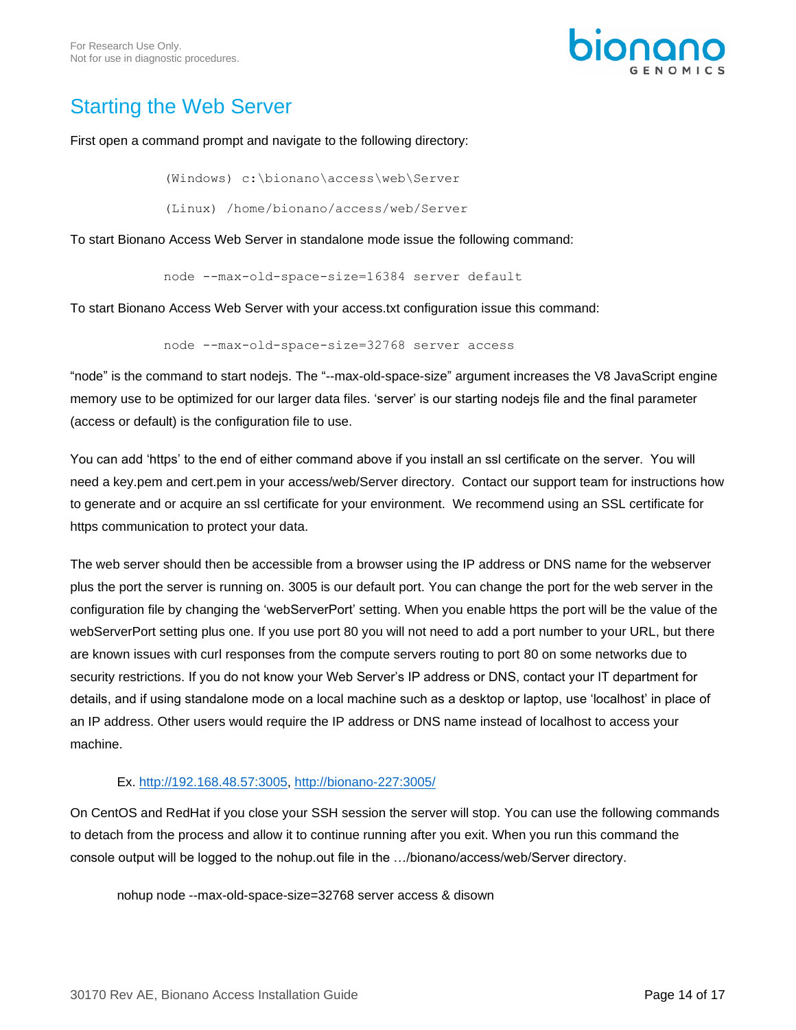## Starting the Web Server

First open a command prompt and navigate to the following directory:

```
(Windows) c:\bionano\access\web\Server

(Linux) /home/bionano/access/web/Server
```

To start Bionano Access Web Server in standalone mode issue the following command:

```
node --max-old-space-size=16384 server default
```

To start Bionano Access Web Server with your access.txt configuration issue this command:

```
node --max-old-space-size=32768 server access
```

"node" is the command to start nodejs. The "--max-old-space-size" argument increases the V8 JavaScript engine memory use to be optimized for our larger data files. 'server' is our starting nodejs file and the final parameter (access or default) is the configuration file to use.

You can add 'https' to the end of either command above if you install an ssl certificate on the server. You will need a key.pem and cert.pem in your access/web/Server directory. Contact our support team for instructions how to generate and or acquire an ssl certificate for your environment. We recommend using an SSL certificate for https communication to protect your data.

The web server should then be accessible from a browser using the IP address or DNS name for the webserver plus the port the server is running on. 3005 is our default port. You can change the port for the web server in the configuration file by changing the 'webServerPort' setting. When you enable https the port will be the value of the webServerPort setting plus one. If you use port 80 you will not need to add a port number to your URL, but there are known issues with curl responses from the compute servers routing to port 80 on some networks due to security restrictions. If you do not know your Web Server's IP address or DNS, contact your IT department for details, and if using standalone mode on a local machine such as a desktop or laptop, use 'localhost' in place of an IP address. Other users would require the IP address or DNS name instead of localhost to access your machine.

Ex. http://192.168.48.57:3005, http://bionano-227:3005/

On CentOS and RedHat if you close your SSH session the server will stop. You can use the following commands to detach from the process and allow it to continue running after you exit. When you run this command the console output will be logged to the nohup.out file in the …/bionano/access/web/Server directory.

```
nohup node --max-old-space-size=32768 server access & disown
```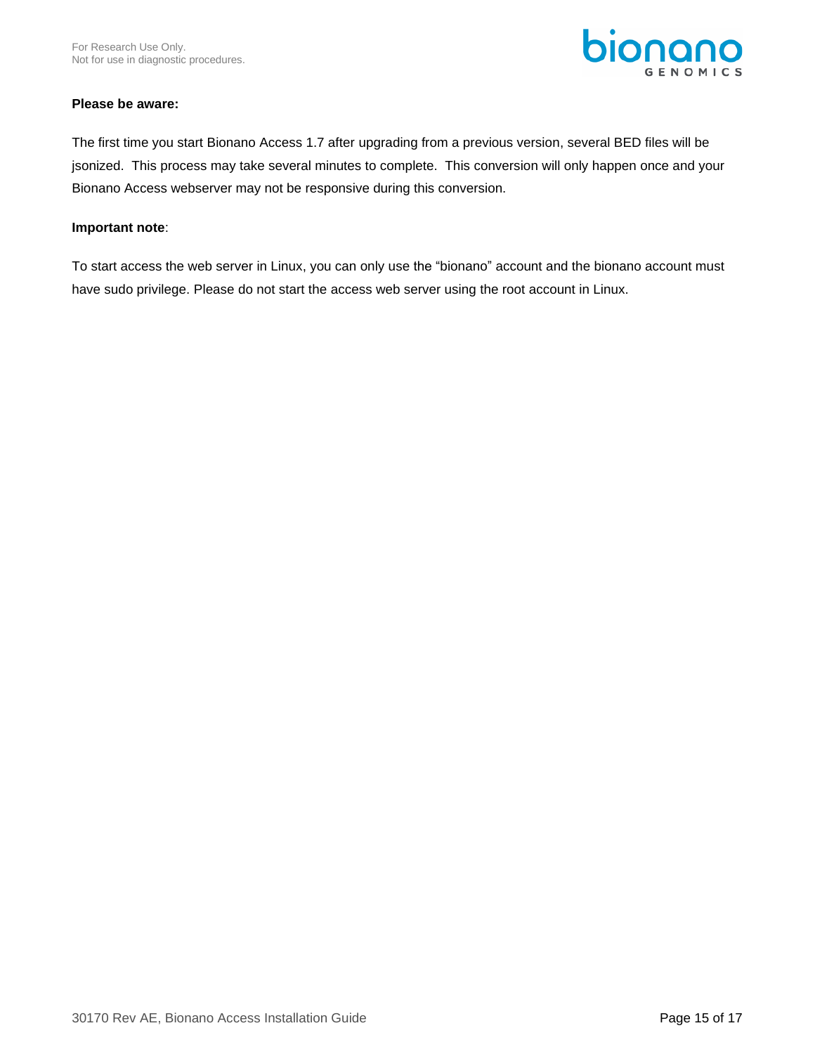**Please be aware:**

The first time you start Bionano Access 1.7 after upgrading from a previous version, several BED files will be jsonized. This process may take several minutes to complete. This conversion will only happen once and your Bionano Access webserver may not be responsive during this conversion.

**Important note**:

To start access the web server in Linux, you can only use the “bionano” account and the bionano account must have sudo privilege. Please do not start the access web server using the root account in Linux.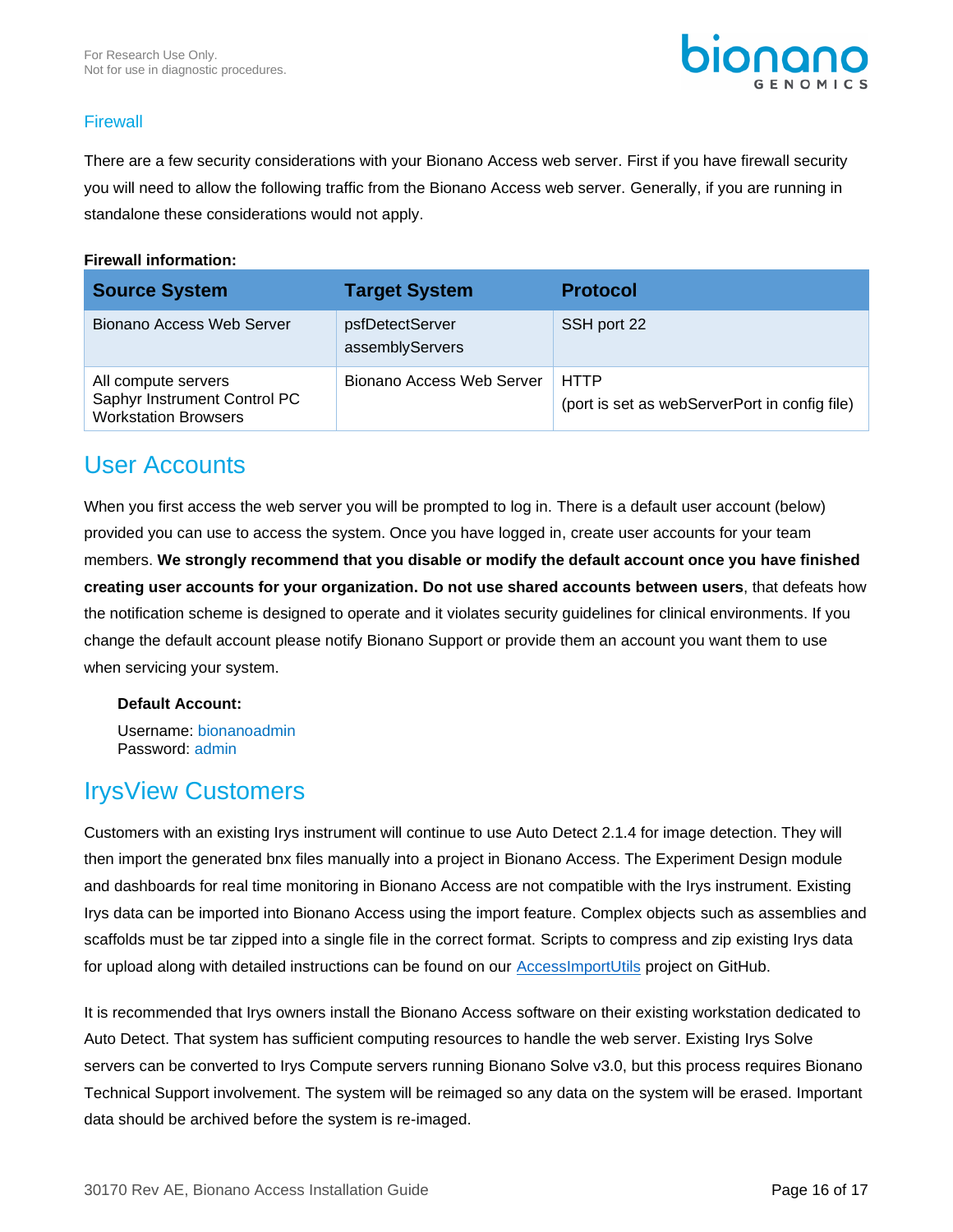### Firewall

There are a few security considerations with your Bionano Access web server. First if you have firewall security you will need to allow the following traffic from the Bionano Access web server. Generally, if you are running in standalone these considerations would not apply.

**Firewall information:**

| Source System | Target System | Protocol |
| --- | --- | --- |
| Bionano Access Web Server | psfDetectServer<br>assemblyServers | SSH port 22 |
| All compute servers<br>Saphyr Instrument Control PC<br>Workstation Browsers | Bionano Access Web Server | HTTP<br>(port is set as webServerPort in config file) |

## User Accounts

When you first access the web server you will be prompted to log in. There is a default user account (below) provided you can use to access the system. Once you have logged in, create user accounts for your team members. **We strongly recommend that you disable or modify the default account once you have finished creating user accounts for your organization. Do not use shared accounts between users**, that defeats how the notification scheme is designed to operate and it violates security guidelines for clinical environments. If you change the default account please notify Bionano Support or provide them an account you want them to use when servicing your system.

**Default Account:**

Username: bionanoadmin
Password: admin

## IrysView Customers

Customers with an existing Irys instrument will continue to use Auto Detect 2.1.4 for image detection. They will then import the generated bnx files manually into a project in Bionano Access. The Experiment Design module and dashboards for real time monitoring in Bionano Access are not compatible with the Irys instrument. Existing Irys data can be imported into Bionano Access using the import feature. Complex objects such as assemblies and scaffolds must be tar zipped into a single file in the correct format. Scripts to compress and zip existing Irys data for upload along with detailed instructions can be found on our AccessImportUtils project on GitHub.

It is recommended that Irys owners install the Bionano Access software on their existing workstation dedicated to Auto Detect. That system has sufficient computing resources to handle the web server. Existing Irys Solve servers can be converted to Irys Compute servers running Bionano Solve v3.0, but this process requires Bionano Technical Support involvement. The system will be reimaged so any data on the system will be erased. Important data should be archived before the system is re-imaged.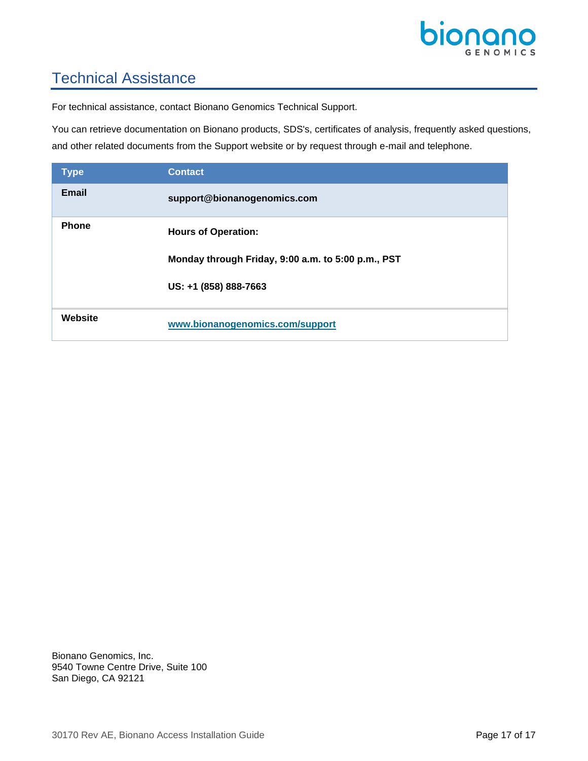# Technical Assistance

For technical assistance, contact Bionano Genomics Technical Support.

You can retrieve documentation on Bionano products, SDS's, certificates of analysis, frequently asked questions, and other related documents from the Support website or by request through e-mail and telephone.

| Type | Contact |
| --- | --- |
| **Email** | **support@bionanogenomics.com** |
| **Phone** | **Hours of Operation:**<br><br>**Monday through Friday, 9:00 a.m. to 5:00 p.m., PST**<br><br>**US: +1 (858) 888-7663** |
| **Website** | **www.bionanogenomics.com/support** |

Bionano Genomics, Inc.
9540 Towne Centre Drive, Suite 100
San Diego, CA 92121